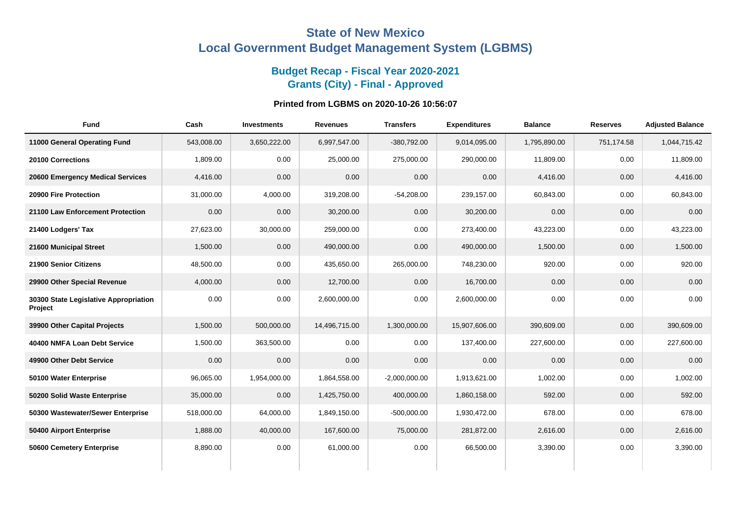# State of New Mexico
# Local Government Budget Management System (LGBMS)

## Budget Recap - Fiscal Year 2020-2021
## Grants (City) - Final - Approved

### Printed from LGBMS on 2020-10-26 10:56:07

| Fund | Cash | Investments | Revenues | Transfers | Expenditures | Balance | Reserves | Adjusted Balance |
|---|---|---|---|---|---|---|---|---|
| **11000 General Operating Fund** | 543,008.00 | 3,650,222.00 | 6,997,547.00 | -380,792.00 | 9,014,095.00 | 1,795,890.00 | 751,174.58 | 1,044,715.42 |
| **20100 Corrections** | 1,809.00 | 0.00 | 25,000.00 | 275,000.00 | 290,000.00 | 11,809.00 | 0.00 | 11,809.00 |
| **20600 Emergency Medical Services** | 4,416.00 | 0.00 | 0.00 | 0.00 | 0.00 | 4,416.00 | 0.00 | 4,416.00 |
| **20900 Fire Protection** | 31,000.00 | 4,000.00 | 319,208.00 | -54,208.00 | 239,157.00 | 60,843.00 | 0.00 | 60,843.00 |
| **21100 Law Enforcement Protection** | 0.00 | 0.00 | 30,200.00 | 0.00 | 30,200.00 | 0.00 | 0.00 | 0.00 |
| **21400 Lodgers' Tax** | 27,623.00 | 30,000.00 | 259,000.00 | 0.00 | 273,400.00 | 43,223.00 | 0.00 | 43,223.00 |
| **21600 Municipal Street** | 1,500.00 | 0.00 | 490,000.00 | 0.00 | 490,000.00 | 1,500.00 | 0.00 | 1,500.00 |
| **21900 Senior Citizens** | 48,500.00 | 0.00 | 435,650.00 | 265,000.00 | 748,230.00 | 920.00 | 0.00 | 920.00 |
| **29900 Other Special Revenue** | 4,000.00 | 0.00 | 12,700.00 | 0.00 | 16,700.00 | 0.00 | 0.00 | 0.00 |
| **30300 State Legislative Appropriation Project** | 0.00 | 0.00 | 2,600,000.00 | 0.00 | 2,600,000.00 | 0.00 | 0.00 | 0.00 |
| **39900 Other Capital Projects** | 1,500.00 | 500,000.00 | 14,496,715.00 | 1,300,000.00 | 15,907,606.00 | 390,609.00 | 0.00 | 390,609.00 |
| **40400 NMFA Loan Debt Service** | 1,500.00 | 363,500.00 | 0.00 | 0.00 | 137,400.00 | 227,600.00 | 0.00 | 227,600.00 |
| **49900 Other Debt Service** | 0.00 | 0.00 | 0.00 | 0.00 | 0.00 | 0.00 | 0.00 | 0.00 |
| **50100 Water Enterprise** | 96,065.00 | 1,954,000.00 | 1,864,558.00 | -2,000,000.00 | 1,913,621.00 | 1,002.00 | 0.00 | 1,002.00 |
| **50200 Solid Waste Enterprise** | 35,000.00 | 0.00 | 1,425,750.00 | 400,000.00 | 1,860,158.00 | 592.00 | 0.00 | 592.00 |
| **50300 Wastewater/Sewer Enterprise** | 518,000.00 | 64,000.00 | 1,849,150.00 | -500,000.00 | 1,930,472.00 | 678.00 | 0.00 | 678.00 |
| **50400 Airport Enterprise** | 1,888.00 | 40,000.00 | 167,600.00 | 75,000.00 | 281,872.00 | 2,616.00 | 0.00 | 2,616.00 |
| **50600 Cemetery Enterprise** | 8,890.00 | 0.00 | 61,000.00 | 0.00 | 66,500.00 | 3,390.00 | 0.00 | 3,390.00 |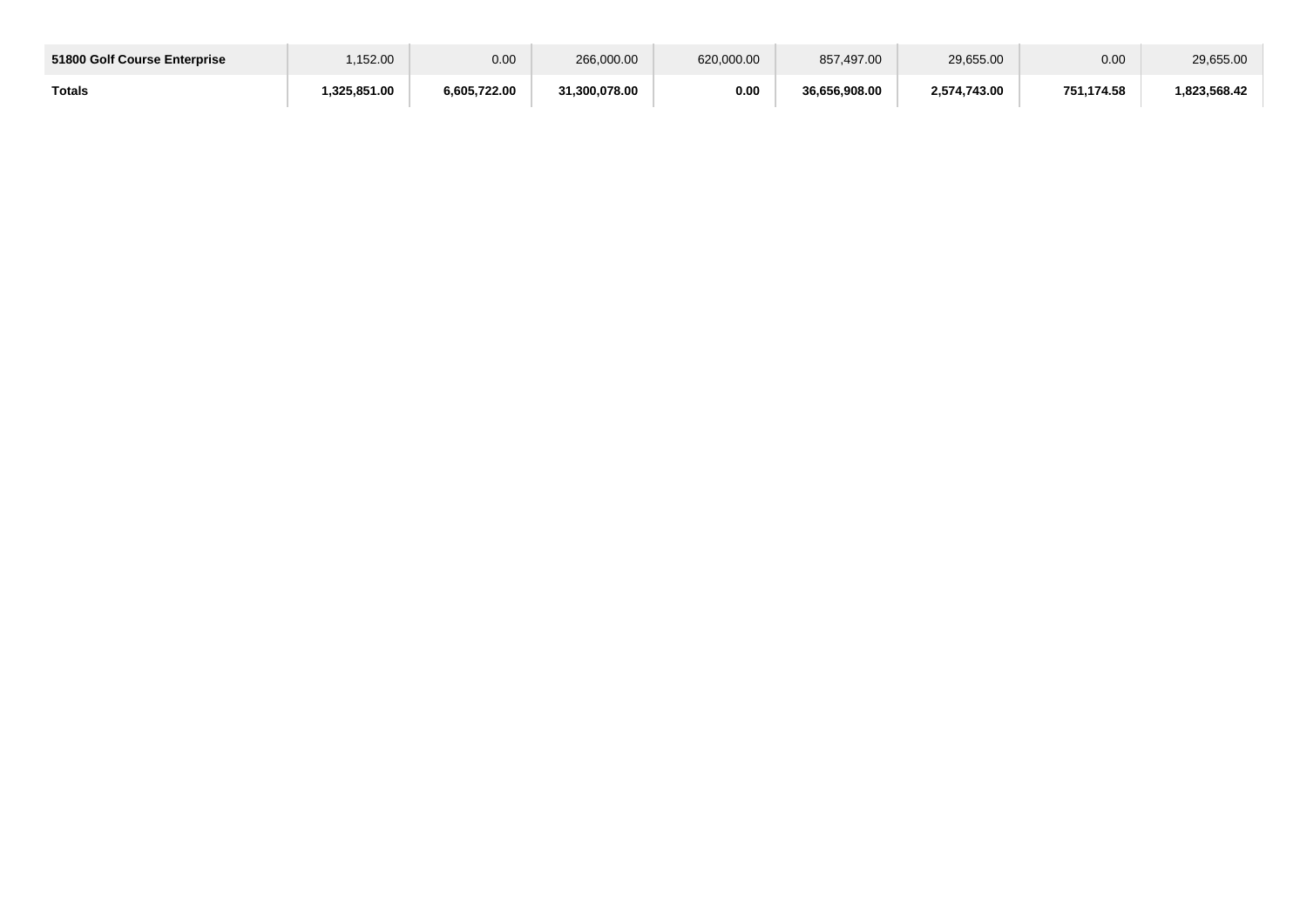| | | | | | | | | |
|---|---|---|---|---|---|---|---|---|
| **51800 Golf Course Enterprise** | 1,152.00 | 0.00 | 266,000.00 | 620,000.00 | 857,497.00 | 29,655.00 | 0.00 | 29,655.00 |
| **Totals** | **1,325,851.00** | **6,605,722.00** | **31,300,078.00** | **0.00** | **36,656,908.00** | **2,574,743.00** | **751,174.58** | **1,823,568.42** |